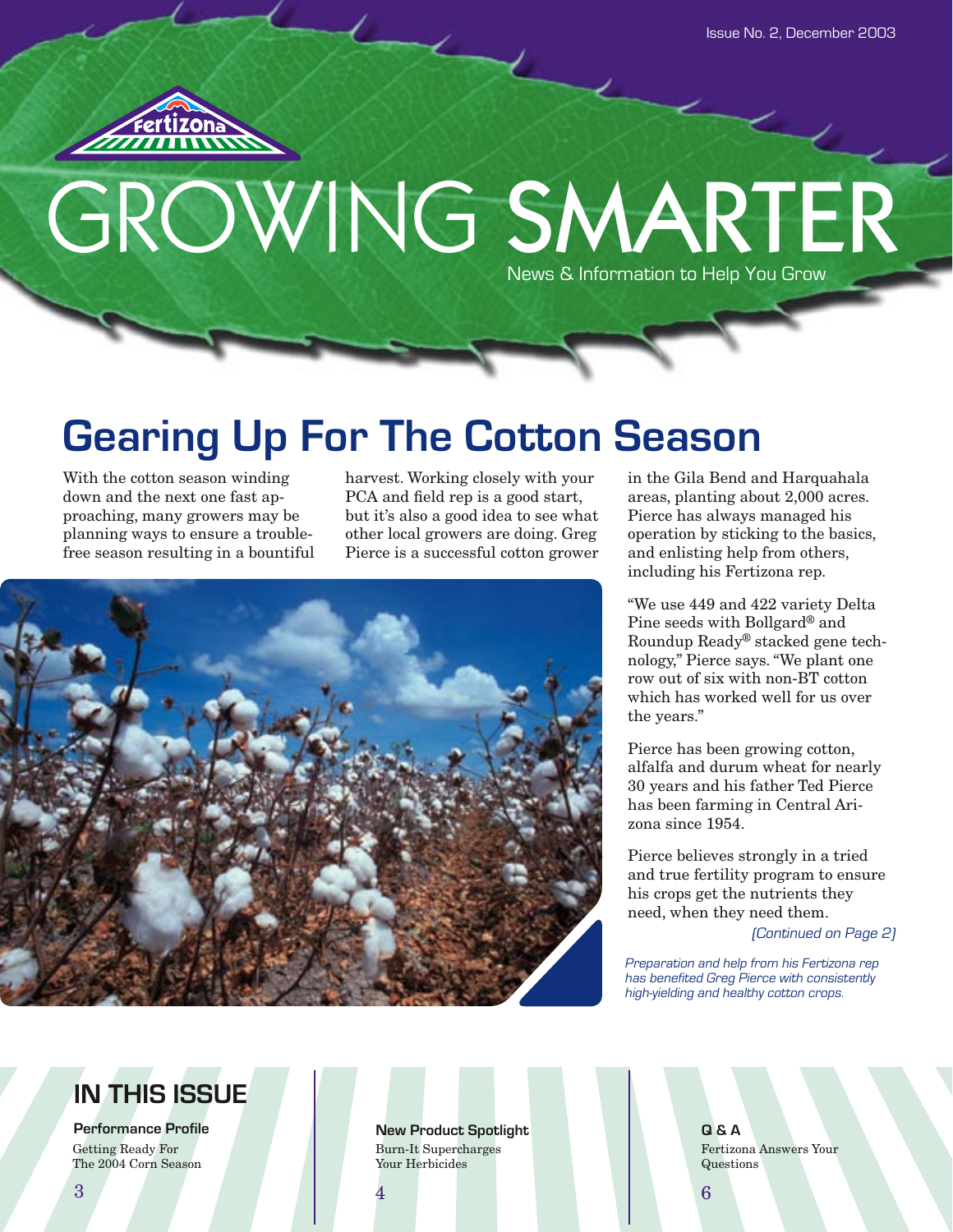Issue No. 2, December 2003

Fertizona

# GROWING SMARTER

News & Information to Help You Grow

## Gearing Up For The Cotton Season

With the cotton season winding down and the next one fast approaching, many growers may be planning ways to ensure a trouble-free season resulting in a bountiful harvest. Working closely with your PCA and field rep is a good start, but it's also a good idea to see what other local growers are doing. Greg Pierce is a successful cotton grower in the Gila Bend and Harquahala areas, planting about 2,000 acres. Pierce has always managed his operation by sticking to the basics, and enlisting help from others, including his Fertizona rep.

"We use 449 and 422 variety Delta Pine seeds with Bollgard® and Roundup Ready® stacked gene technology," Pierce says. "We plant one row out of six with non-BT cotton which has worked well for us over the years."

Pierce has been growing cotton, alfalfa and durum wheat for nearly 30 years and his father Ted Pierce has been farming in Central Arizona since 1954.

Pierce believes strongly in a tried and true fertility program to ensure his crops get the nutrients they need, when they need them.

*(Continued on Page 2)*

*Preparation and help from his Fertizona rep has benefited Greg Pierce with consistently high-yielding and healthy cotton crops.*

## IN THIS ISSUE

**Performance Profile**
Getting Ready For The 2004 Corn Season
3

**New Product Spotlight**
Burn-It Supercharges Your Herbicides
4

**Q & A**
Fertizona Answers Your Questions
6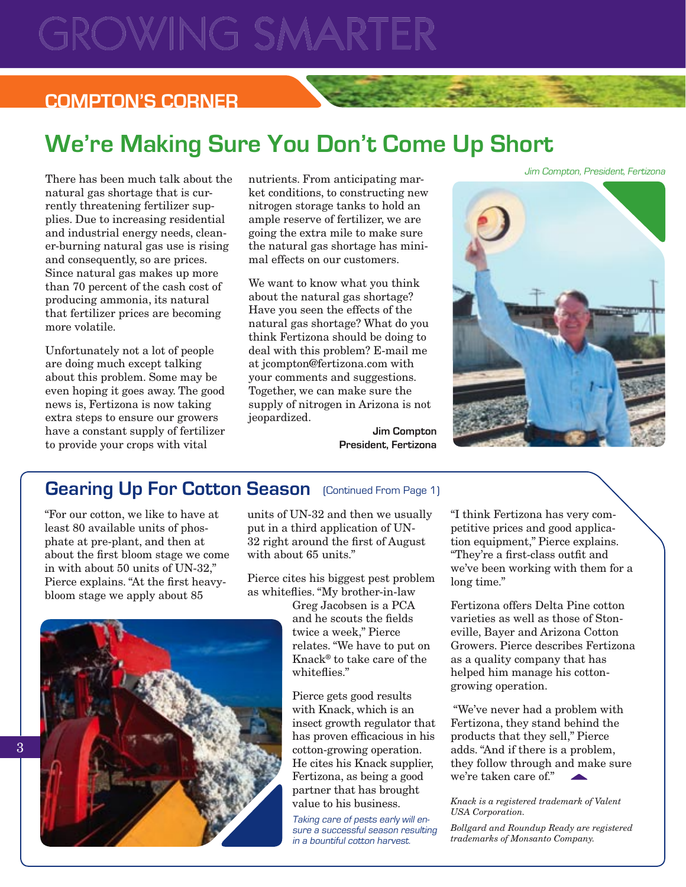# GROWING SMARTER

## COMPTON'S CORNER

## We're Making Sure You Don't Come Up Short

There has been much talk about the natural gas shortage that is currently threatening fertilizer supplies. Due to increasing residential and industrial energy needs, cleaner-burning natural gas use is rising and consequently, so are prices. Since natural gas makes up more than 70 percent of the cash cost of producing ammonia, its natural that fertilizer prices are becoming more volatile.

Unfortunately not a lot of people are doing much except talking about this problem. Some may be even hoping it goes away. The good news is, Fertizona is now taking extra steps to ensure our growers have a constant supply of fertilizer to provide your crops with vital nutrients. From anticipating market conditions, to constructing new nitrogen storage tanks to hold an ample reserve of fertilizer, we are going the extra mile to make sure the natural gas shortage has minimal effects on our customers.

We want to know what you think about the natural gas shortage? Have you seen the effects of the natural gas shortage? What do you think Fertizona should be doing to deal with this problem? E-mail me at jcompton@fertizona.com with your comments and suggestions. Together, we can make sure the supply of nitrogen in Arizona is not jeopardized.

**Jim Compton**
**President, Fertizona**

*Jim Compton, President, Fertizona*

## Gearing Up For Cotton Season (Continued From Page 1)

"For our cotton, we like to have at least 80 available units of phosphate at pre-plant, and then at about the first bloom stage we come in with about 50 units of UN-32," Pierce explains. "At the first heavy-bloom stage we apply about 85 units of UN-32 and then we usually put in a third application of UN-32 right around the first of August with about 65 units."

Pierce cites his biggest pest problem as whiteflies. "My brother-in-law Greg Jacobsen is a PCA and he scouts the fields twice a week," Pierce relates. "We have to put on Knack® to take care of the whiteflies."

Pierce gets good results with Knack, which is an insect growth regulator that has proven efficacious in his cotton-growing operation. He cites his Knack supplier, Fertizona, as being a good partner that has brought value to his business.

*Taking care of pests early will ensure a successful season resulting in a bountiful cotton harvest.*

"I think Fertizona has very competitive prices and good application equipment," Pierce explains. "They're a first-class outfit and we've been working with them for a long time."

Fertizona offers Delta Pine cotton varieties as well as those of Stoneville, Bayer and Arizona Cotton Growers. Pierce describes Fertizona as a quality company that has helped him manage his cotton-growing operation.

"We've never had a problem with Fertizona, they stand behind the products that they sell," Pierce adds. "And if there is a problem, they follow through and make sure we're taken care of."

*Knack is a registered trademark of Valent USA Corporation.*

*Bollgard and Roundup Ready are registered trademarks of Monsanto Company.*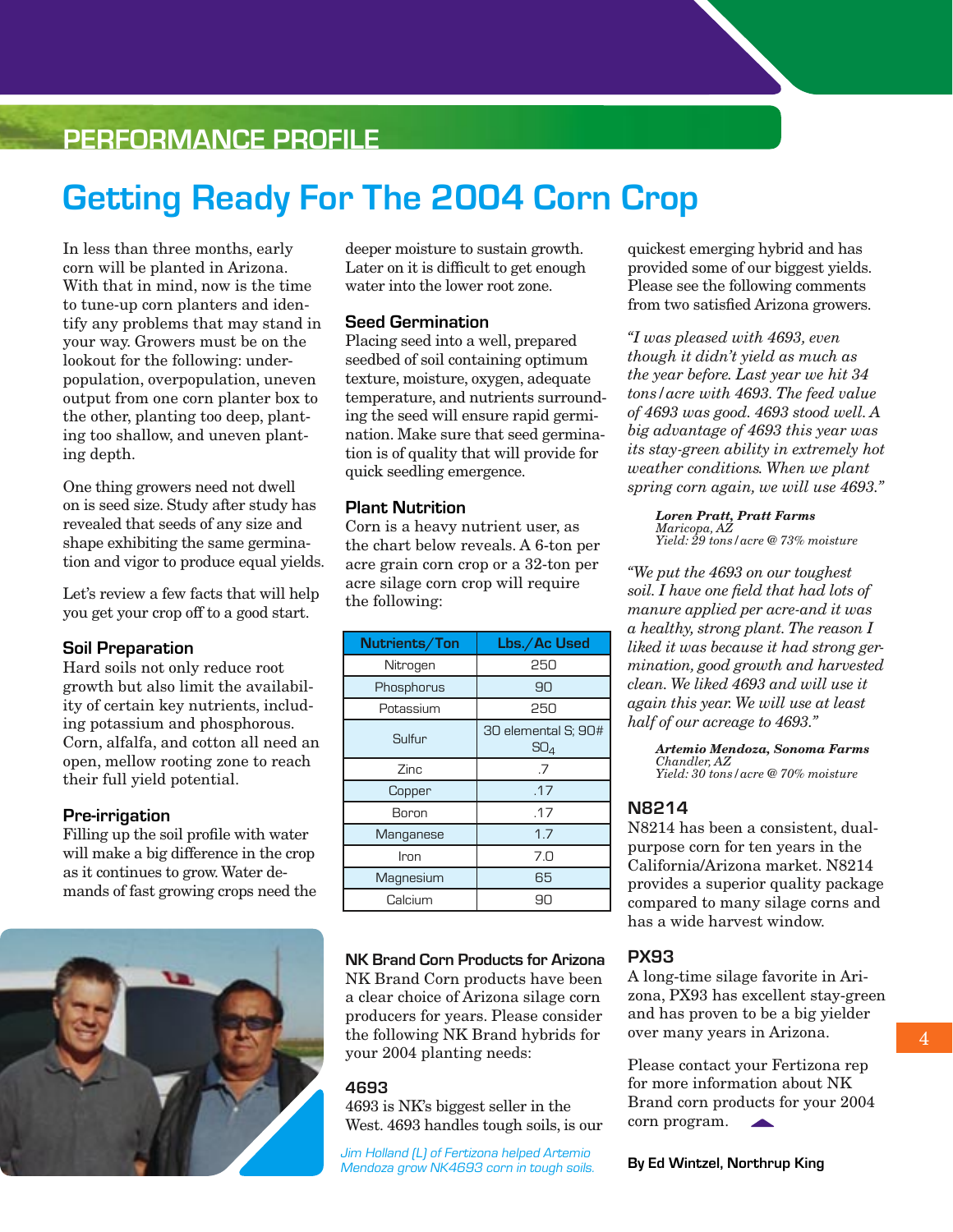PERFORMANCE PROFILE

# Getting Ready For The 2004 Corn Crop

In less than three months, early corn will be planted in Arizona. With that in mind, now is the time to tune-up corn planters and identify any problems that may stand in your way. Growers must be on the lookout for the following: underpopulation, overpopulation, uneven output from one corn planter box to the other, planting too deep, planting too shallow, and uneven planting depth.

One thing growers need not dwell on is seed size. Study after study has revealed that seeds of any size and shape exhibiting the same germination and vigor to produce equal yields.

Let's review a few facts that will help you get your crop off to a good start.

### Soil Preparation

Hard soils not only reduce root growth but also limit the availability of certain key nutrients, including potassium and phosphorous. Corn, alfalfa, and cotton all need an open, mellow rooting zone to reach their full yield potential.

### Pre-irrigation

Filling up the soil profile with water will make a big difference in the crop as it continues to grow. Water demands of fast growing crops need the deeper moisture to sustain growth. Later on it is difficult to get enough water into the lower root zone.

### Seed Germination

Placing seed into a well, prepared seedbed of soil containing optimum texture, moisture, oxygen, adequate temperature, and nutrients surrounding the seed will ensure rapid germination. Make sure that seed germination is of quality that will provide for quick seedling emergence.

### Plant Nutrition

Corn is a heavy nutrient user, as the chart below reveals. A 6-ton per acre grain corn crop or a 32-ton per acre silage corn crop will require the following:

| Nutrients/Ton | Lbs./Ac Used |
| --- | --- |
| Nitrogen | 250 |
| Phosphorus | 90 |
| Potassium | 250 |
| Sulfur | 30 elemental S; 90# $SO_4$ |
| Zinc | .7 |
| Copper | .17 |
| Boron | .17 |
| Manganese | 1.7 |
| Iron | 7.0 |
| Magnesium | 65 |
| Calcium | 90 |

Jim Holland (L) of Fertizona helped Artemio Mendoza grow NK4693 corn in tough soils.

### NK Brand Corn Products for Arizona

NK Brand Corn products have been a clear choice of Arizona silage corn producers for years. Please consider the following NK Brand hybrids for your 2004 planting needs:

### 4693

4693 is NK's biggest seller in the West. 4693 handles tough soils, is our quickest emerging hybrid and has provided some of our biggest yields. Please see the following comments from two satisfied Arizona growers.

*"I was pleased with 4693, even though it didn't yield as much as the year before. Last year we hit 34 tons/acre with 4693. The feed value of 4693 was good. 4693 stood well. A big advantage of 4693 this year was its stay-green ability in extremely hot weather conditions. When we plant spring corn again, we will use 4693."*

> ***Loren Pratt, Pratt Farms***
> *Maricopa, AZ*
> *Yield: 29 tons/acre @ 73% moisture*

*"We put the 4693 on our toughest soil. I have one field that had lots of manure applied per acre-and it was a healthy, strong plant. The reason I liked it was because it had strong germination, good growth and harvested clean. We liked 4693 and will use it again this year. We will use at least half of our acreage to 4693."*

> ***Artemio Mendoza, Sonoma Farms***
> *Chandler, AZ*
> *Yield: 30 tons/acre @ 70% moisture*

### N8214

N8214 has been a consistent, dual-purpose corn for ten years in the California/Arizona market. N8214 provides a superior quality package compared to many silage corns and has a wide harvest window.

### PX93

A long-time silage favorite in Arizona, PX93 has excellent stay-green and has proven to be a big yielder over many years in Arizona.

Please contact your Fertizona rep for more information about NK Brand corn products for your 2004 corn program.

**By Ed Wintzel, Northrup King**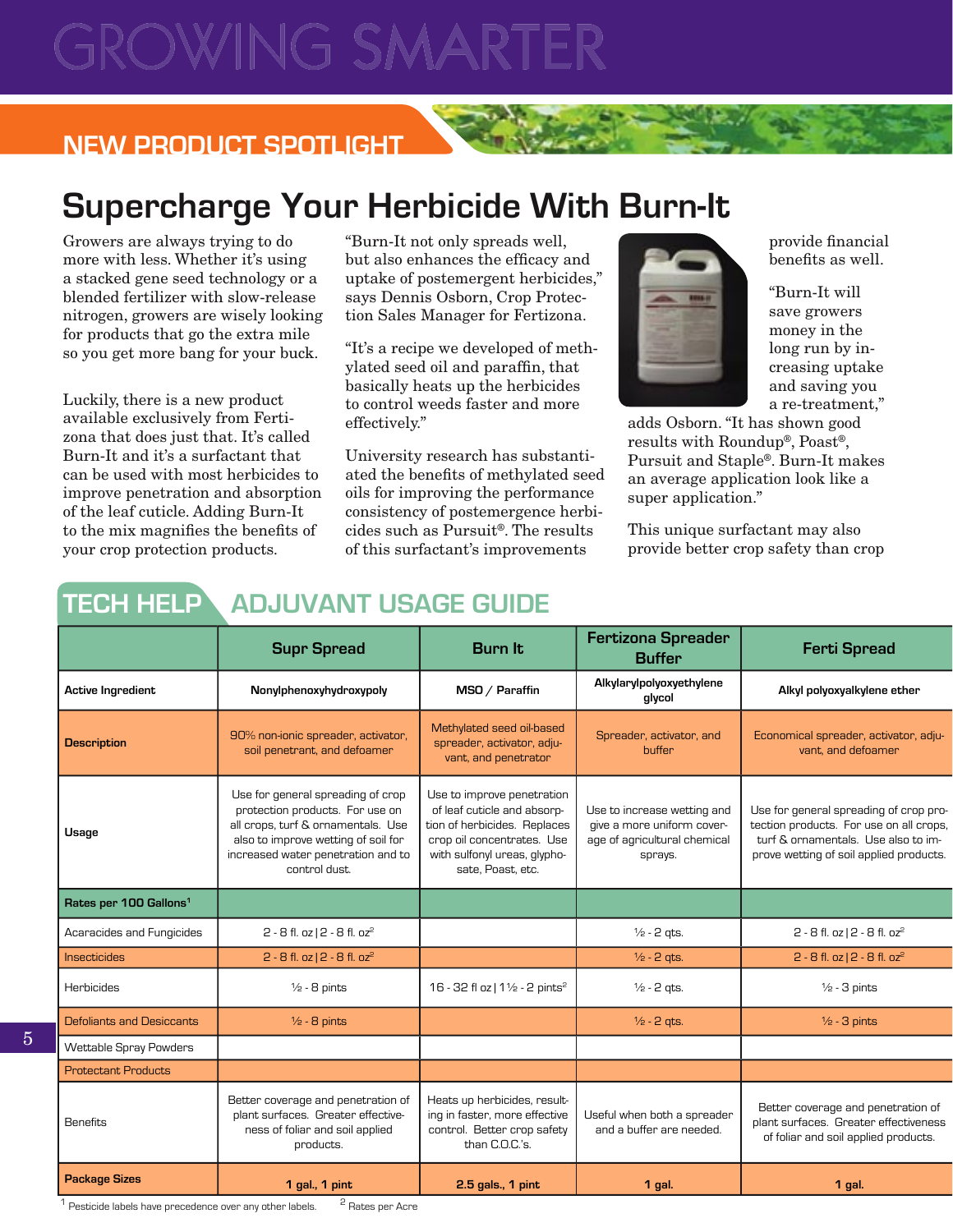# GROWING SMARTER

## NEW PRODUCT SPOTLIGHT

# Supercharge Your Herbicide With Burn-It

Growers are always trying to do more with less. Whether it's using a stacked gene seed technology or a blended fertilizer with slow-release nitrogen, growers are wisely looking for products that go the extra mile so you get more bang for your buck.

Luckily, there is a new product available exclusively from Fertizona that does just that. It's called Burn-It and it's a surfactant that can be used with most herbicides to improve penetration and absorption of the leaf cuticle. Adding Burn-It to the mix magnifies the benefits of your crop protection products.

"Burn-It not only spreads well, but also enhances the efficacy and uptake of postemergent herbicides," says Dennis Osborn, Crop Protection Sales Manager for Fertizona.

"It's a recipe we developed of methylated seed oil and paraffin, that basically heats up the herbicides to control weeds faster and more effectively."

University research has substantiated the benefits of methylated seed oils for improving the performance consistency of postemergence herbicides such as Pursuit®. The results of this surfactant's improvements provide financial benefits as well.

"Burn-It will save growers money in the long run by increasing uptake and saving you a re-treatment," adds Osborn. "It has shown good results with Roundup®, Poast®, Pursuit and Staple®. Burn-It makes an average application look like a super application."

This unique surfactant may also provide better crop safety than crop

## TECH HELP ADJUVANT USAGE GUIDE

| | Supr Spread | Burn It | Fertizona Spreader Buffer | Ferti Spread |
|---|---|---|---|---|
| **Active Ingredient** | **Nonylphenoxyhydroxypoly** | **MSO / Paraffin** | **Alkylarylpolyoxyethylene glycol** | **Alkyl polyoxyalkylene ether** |
| **Description** | 90% non-ionic spreader, activator, soil penetrant, and defoamer | Methylated seed oil-based spreader, activator, adjuvant, and penetrator | Spreader, activator, and buffer | Economical spreader, activator, adjuvant, and defoamer |
| **Usage** | Use for general spreading of crop protection products. For use on all crops, turf & ornamentals. Use also to improve wetting of soil for increased water penetration and to control dust. | Use to improve penetration of leaf cuticle and absorption of herbicides. Replaces crop oil concentrates. Use with sulfonyl ureas, glyphosate, Poast, etc. | Use to increase wetting and give a more uniform coverage of agricultural chemical sprays. | Use for general spreading of crop protection products. For use on all crops, turf & ornamentals. Use also to improve wetting of soil applied products. |
| **Rates per 100 Gallons[1]** | | | | |
| Acaracides and Fungicides | 2 - 8 fl. oz \| 2 - 8 fl. oz[2] | | ½ - 2 qts. | 2 - 8 fl. oz \| 2 - 8 fl. oz[2] |
| Insecticides | 2 - 8 fl. oz \| 2 - 8 fl. oz[2] | | ½ - 2 qts. | 2 - 8 fl. oz \| 2 - 8 fl. oz[2] |
| Herbicides | ½ - 8 pints | 16 - 32 fl oz \| 1½ - 2 pints[2] | ½ - 2 qts. | ½ - 3 pints |
| Defoliants and Desiccants | ½ - 8 pints | | ½ - 2 qts. | ½ - 3 pints |
| Wettable Spray Powders | | | | |
| Protectant Products | | | | |
| Benefits | Better coverage and penetration of plant surfaces. Greater effectiveness of foliar and soil applied products. | Heats up herbicides, resulting in faster, more effective control. Better crop safety than C.O.C.'s. | Useful when both a spreader and a buffer are needed. | Better coverage and penetration of plant surfaces. Greater effectiveness of foliar and soil applied products. |
| **Package Sizes** | **1 gal., 1 pint** | **2.5 gals., 1 pint** | **1 gal.** | **1 gal.** |

[1] Pesticide labels have precedence over any other labels. [2] Rates per Acre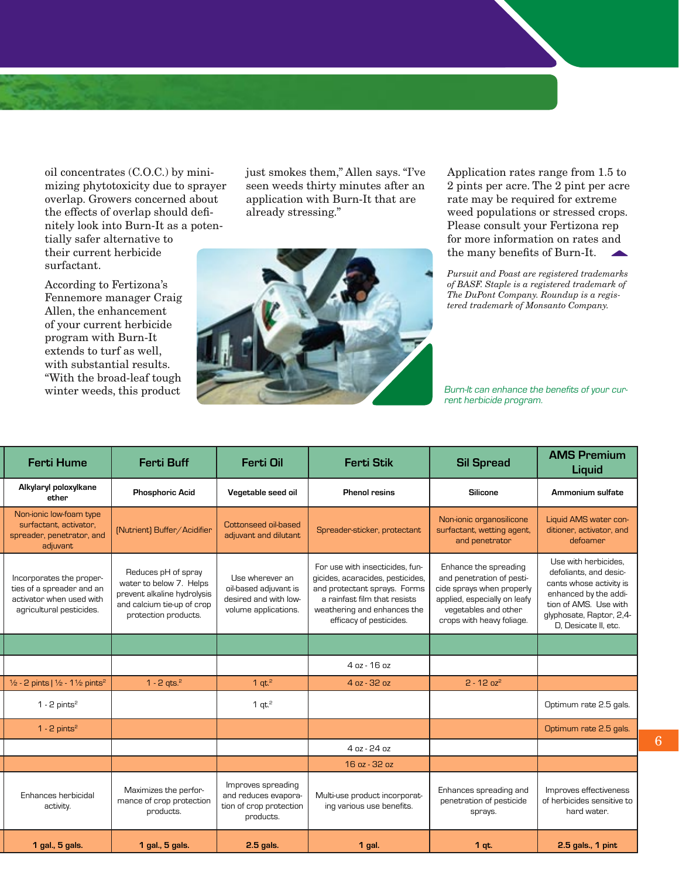oil concentrates (C.O.C.) by minimizing phytotoxicity due to sprayer overlap. Growers concerned about the effects of overlap should definitely look into Burn-It as a potentially safer alternative to their current herbicide surfactant.

According to Fertizona's Fennemore manager Craig Allen, the enhancement of your current herbicide program with Burn-It extends to turf as well, with substantial results. "With the broad-leaf tough winter weeds, this product just smokes them," Allen says. "I've seen weeds thirty minutes after an application with Burn-It that are already stressing."

Application rates range from 1.5 to 2 pints per acre. The 2 pint per acre rate may be required for extreme weed populations or stressed crops. Please consult your Fertizona rep for more information on rates and the many benefits of Burn-It.

*Pursuit and Poast are registered trademarks of BASF. Staple is a registered trademark of The DuPont Company. Roundup is a registered trademark of Monsanto Company.*

*Burn-It can enhance the benefits of your current herbicide program.*

| Ferti Hume | Ferti Buff | Ferti Oil | Ferti Stik | Sil Spread | AMS Premium Liquid |
|---|---|---|---|---|---|
| **Alkylaryl poloxylkane ether** | **Phosphoric Acid** | **Vegetable seed oil** | **Phenol resins** | **Silicone** | **Ammonium sulfate** |
| Non-ionic low-foam type surfactant, activator, spreader, penetrator, and adjuvant | [Nutrient] Buffer/Acidifier | Cottonseed oil-based adjuvant and dilutant | Spreader-sticker, protectant | Non-ionic organosilicone surfactant, wetting agent, and penetrator | Liquid AMS water conditioner, activator, and defoamer |
| Incorporates the properties of a spreader and an activator when used with agricultural pesticides. | Reduces pH of spray water to below 7. Helps prevent alkaline hydrolysis and calcium tie-up of crop protection products. | Use wherever an oil-based adjuvant is desired and with low-volume applications. | For use with insecticides, fungicides, acaracides, pesticides, and protectant sprays. Forms a rainfast film that resists weathering and enhances the efficacy of pesticides. | Enhance the spreading and penetration of pesticide sprays when properly applied, especially on leafy vegetables and other crops with heavy foliage. | Use with herbicides, defoliants, and desiccants whose activity is enhanced by the addition of AMS. Use with glyphosate, Raptor, 2,4-D, Desicate II, etc. |
| | | | | | |
| | | | 4 oz - 16 oz | | |
| ½ - 2 pints \| ½ - 1½ pints[2] | 1 - 2 qts.[2] | 1 qt.[2] | 4 oz - 32 oz | 2 - 12 oz[2] | |
| 1 - 2 pints[2] | | 1 qt.[2] | | | Optimum rate 2.5 gals. |
| 1 - 2 pints[2] | | | | | Optimum rate 2.5 gals. |
| | | | 4 oz - 24 oz | | |
| | | | 16 oz - 32 oz | | |
| Enhances herbicidal activity. | Maximizes the performance of crop protection products. | Improves spreading and reduces evaporation of crop protection products. | Multi-use product incorporating various use benefits. | Enhances spreading and penetration of pesticide sprays. | Improves effectiveness of herbicides sensitive to hard water. |
| **1 gal., 5 gals.** | **1 gal., 5 gals.** | **2.5 gals.** | **1 gal.** | **1 qt.** | **2.5 gals., 1 pint** |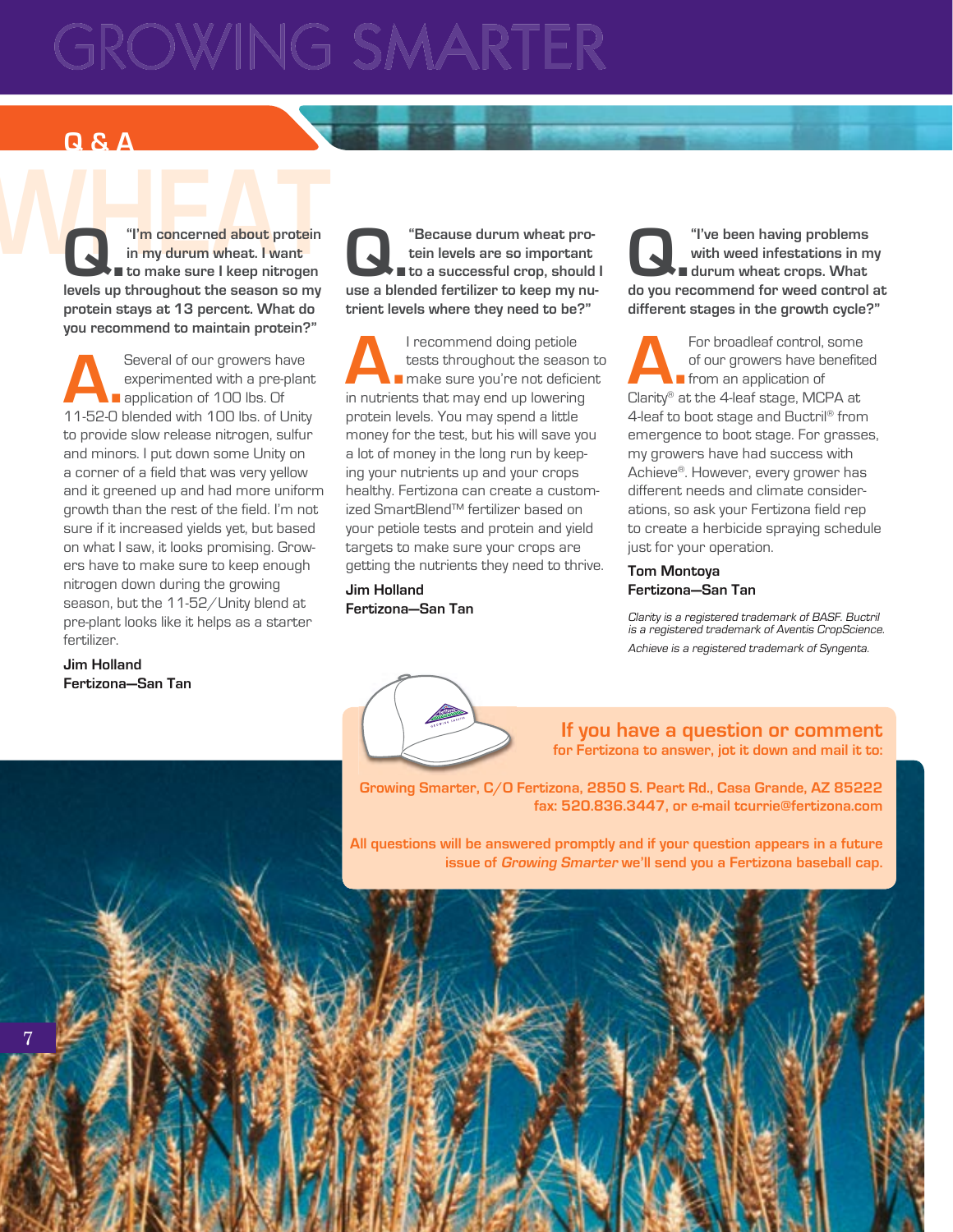# GROWING SMARTER

## Q & A

## WHEAT

**Q. "I'm concerned about protein in my durum wheat. I want to make sure I keep nitrogen levels up throughout the season so my protein stays at 13 percent. What do you recommend to maintain protein?"**

A. Several of our growers have experimented with a pre-plant application of 100 lbs. Of 11-52-0 blended with 100 lbs. of Unity to provide slow release nitrogen, sulfur and minors. I put down some Unity on a corner of a field that was very yellow and it greened up and had more uniform growth than the rest of the field. I'm not sure if it increased yields yet, but based on what I saw, it looks promising. Growers have to make sure to keep enough nitrogen down during the growing season, but the 11-52/Unity blend at pre-plant looks like it helps as a starter fertilizer.

**Jim Holland**
**Fertizona—San Tan**

**Q. "Because durum wheat protein levels are so important to a successful crop, should I use a blended fertilizer to keep my nutrient levels where they need to be?"**

A. I recommend doing petiole tests throughout the season to make sure you're not deficient in nutrients that may end up lowering protein levels. You may spend a little money for the test, but his will save you a lot of money in the long run by keeping your nutrients up and your crops healthy. Fertizona can create a customized SmartBlend™ fertilizer based on your petiole tests and protein and yield targets to make sure your crops are getting the nutrients they need to thrive.

**Jim Holland**
**Fertizona—San Tan**

**Q. "I've been having problems with weed infestations in my durum wheat crops. What do you recommend for weed control at different stages in the growth cycle?"**

A. For broadleaf control, some of our growers have benefited from an application of Clarity® at the 4-leaf stage, MCPA at 4-leaf to boot stage and Buctril® from emergence to boot stage. For grasses, my growers have had success with Achieve®. However, every grower has different needs and climate considerations, so ask your Fertizona field rep to create a herbicide spraying schedule just for your operation.

**Tom Montoya**
**Fertizona—San Tan**

*Clarity is a registered trademark of BASF. Buctril is a registered trademark of Aventis CropScience.*

*Achieve is a registered trademark of Syngenta.*

**If you have a question or comment**
**for Fertizona to answer, jot it down and mail it to:**

**Growing Smarter, C/O Fertizona, 2850 S. Peart Rd., Casa Grande, AZ 85222**
**fax: 520.836.3447, or e-mail tcurrie@fertizona.com**

**All questions will be answered promptly and if your question appears in a future issue of *Growing Smarter* we'll send you a Fertizona baseball cap.**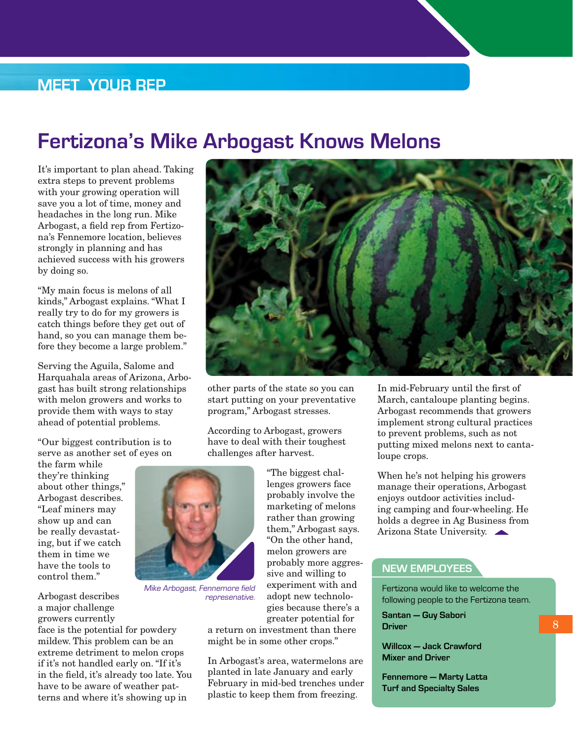MEET YOUR REP

# Fertizona's Mike Arbogast Knows Melons

It's important to plan ahead. Taking extra steps to prevent problems with your growing operation will save you a lot of time, money and headaches in the long run. Mike Arbogast, a field rep from Fertizona's Fennemore location, believes strongly in planning and has achieved success with his growers by doing so.

"My main focus is melons of all kinds," Arbogast explains. "What I really try to do for my growers is catch things before they get out of hand, so you can manage them before they become a large problem."

Serving the Aguila, Salome and Harquahala areas of Arizona, Arbogast has built strong relationships with melon growers and works to provide them with ways to stay ahead of potential problems.

"Our biggest contribution is to serve as another set of eyes on the farm while they're thinking about other things," Arbogast describes. "Leaf miners may show up and can be really devastating, but if we catch them in time we have the tools to control them."

*Mike Arbogast, Fennemore field represenative.*

Arbogast describes a major challenge growers currently face is the potential for powdery mildew. This problem can be an extreme detriment to melon crops if it's not handled early on. "If it's in the field, it's already too late. You have to be aware of weather patterns and where it's showing up in other parts of the state so you can start putting on your preventative program," Arbogast stresses.

According to Arbogast, growers have to deal with their toughest challenges after harvest.

"The biggest challenges growers face probably involve the marketing of melons rather than growing them," Arbogast says. "On the other hand, melon growers are probably more aggressive and willing to experiment with and adopt new technologies because there's a greater potential for a return on investment than there might be in some other crops."

In Arbogast's area, watermelons are planted in late January and early February in mid-bed trenches under plastic to keep them from freezing.

In mid-February until the first of March, cantaloupe planting begins. Arbogast recommends that growers implement strong cultural practices to prevent problems, such as not putting mixed melons next to cantaloupe crops.

When he's not helping his growers manage their operations, Arbogast enjoys outdoor activities including camping and four-wheeling. He holds a degree in Ag Business from Arizona State University.

## NEW EMPLOYEES

Fertizona would like to welcome the following people to the Fertizona team.

**Santan — Guy Sabori**
**Driver**

**Willcox — Jack Crawford**
**Mixer and Driver**

**Fennemore — Marty Latta**
**Turf and Specialty Sales**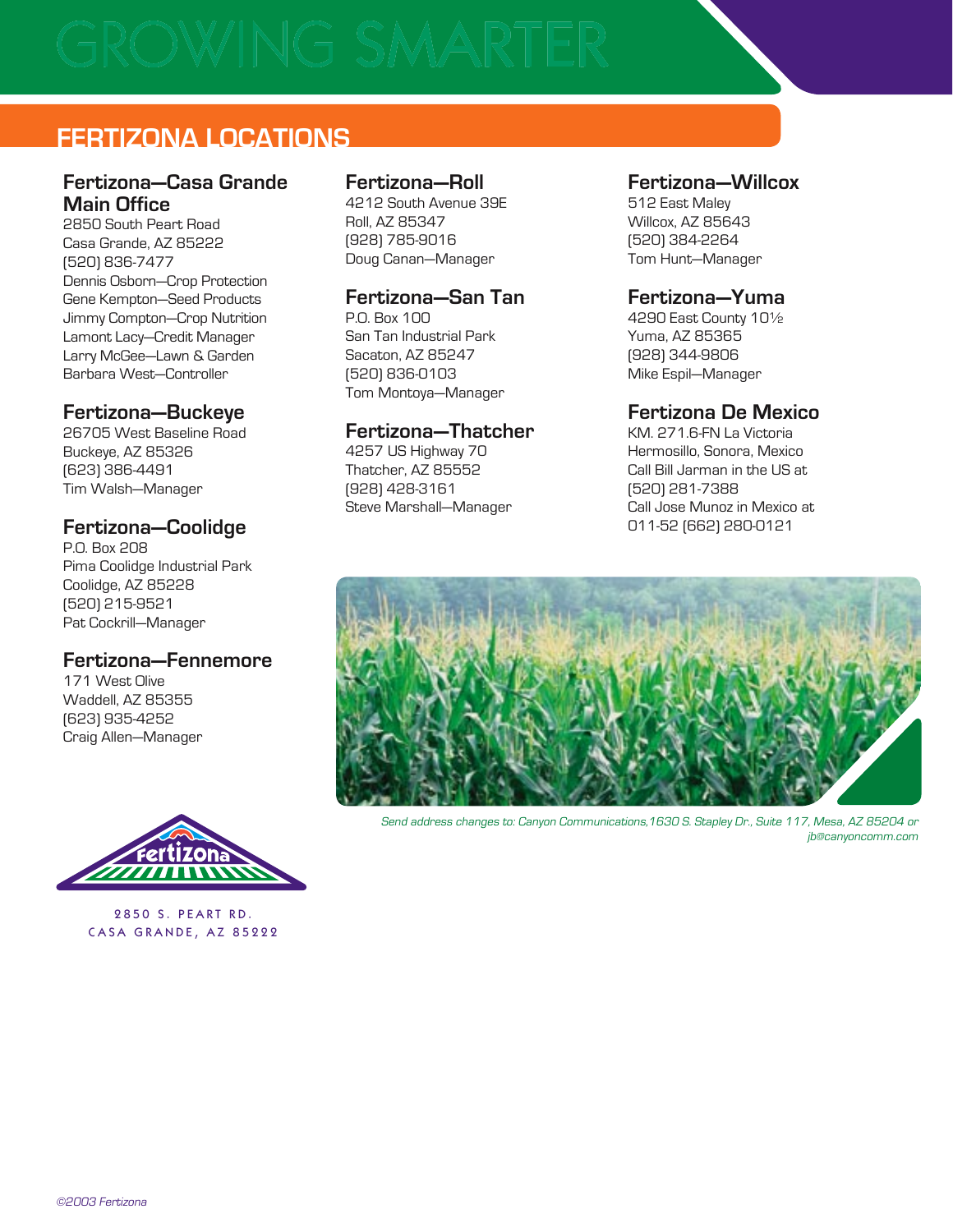# GROWING SMARTER

## FERTIZONA LOCATIONS

### Fertizona—Casa Grande Main Office

2850 South Peart Road
Casa Grande, AZ 85222
(520) 836-7477
Dennis Osborn—Crop Protection
Gene Kempton—Seed Products
Jimmy Compton—Crop Nutrition
Lamont Lacy—Credit Manager
Larry McGee—Lawn & Garden
Barbara West—Controller

### Fertizona—Buckeye

26705 West Baseline Road
Buckeye, AZ 85326
(623) 386-4491
Tim Walsh—Manager

### Fertizona—Coolidge

P.O. Box 208
Pima Coolidge Industrial Park
Coolidge, AZ 85228
(520) 215-9521
Pat Cockrill—Manager

### Fertizona—Fennemore

171 West Olive
Waddell, AZ 85355
(623) 935-4252
Craig Allen—Manager

### Fertizona—Roll

4212 South Avenue 39E
Roll, AZ 85347
(928) 785-9016
Doug Canan—Manager

### Fertizona—San Tan

P.O. Box 100
San Tan Industrial Park
Sacaton, AZ 85247
(520) 836-0103
Tom Montoya—Manager

### Fertizona—Thatcher

4257 US Highway 70
Thatcher, AZ 85552
(928) 428-3161
Steve Marshall—Manager

### Fertizona—Willcox

512 East Maley
Willcox, AZ 85643
(520) 384-2264
Tom Hunt—Manager

### Fertizona—Yuma

4290 East County 10½
Yuma, AZ 85365
(928) 344-9806
Mike Espil—Manager

### Fertizona De Mexico

KM. 271.6-FN La Victoria
Hermosillo, Sonora, Mexico
Call Bill Jarman in the US at
(520) 281-7388
Call Jose Munoz in Mexico at
011-52 (662) 280-0121

*Send address changes to: Canyon Communications,1630 S. Stapley Dr., Suite 117, Mesa, AZ 85204 or jb@canyoncomm.com*

Fertizona

2850 S. PEART RD.
CASA GRANDE, AZ 85222

*©2003 Fertizona*